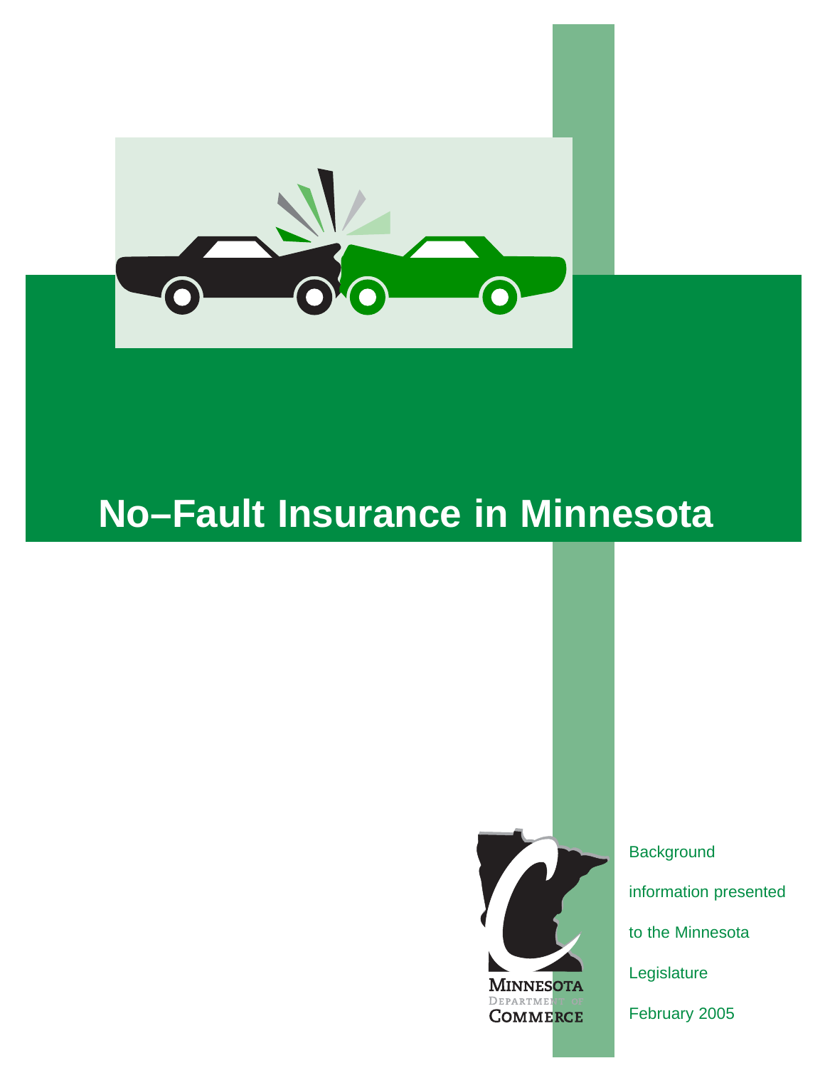# No–Fault Insurance in Minnesota

Minnesota Department of Commerce

Background information presented to the Minnesota Legislature

February 2005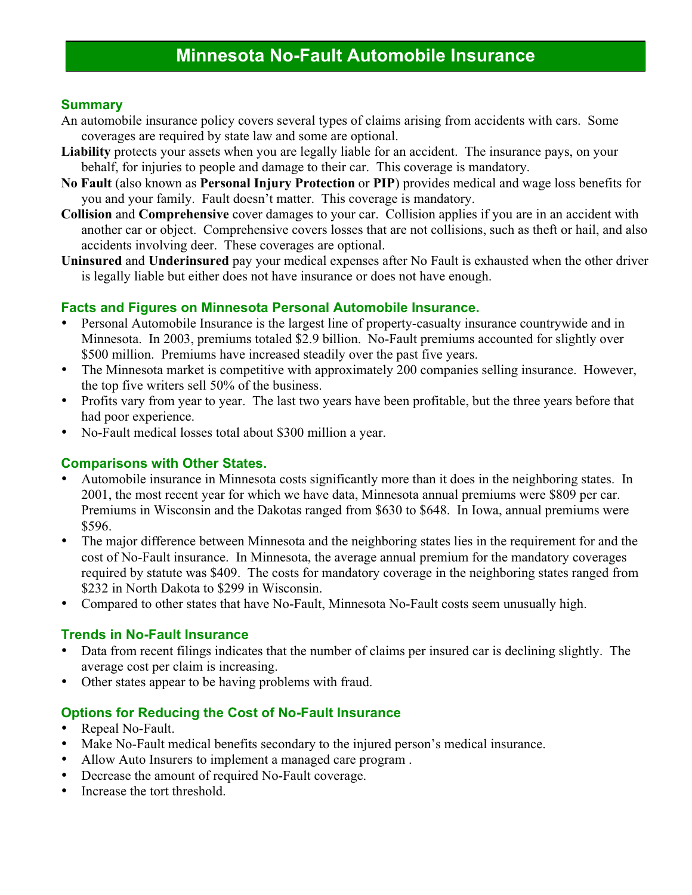# Minnesota No-Fault Automobile Insurance

## Summary

An automobile insurance policy covers several types of claims arising from accidents with cars. Some coverages are required by state law and some are optional.

**Liability** protects your assets when you are legally liable for an accident. The insurance pays, on your behalf, for injuries to people and damage to their car. This coverage is mandatory.

**No Fault** (also known as **Personal Injury Protection** or **PIP**) provides medical and wage loss benefits for you and your family. Fault doesn't matter. This coverage is mandatory.

**Collision** and **Comprehensive** cover damages to your car. Collision applies if you are in an accident with another car or object. Comprehensive covers losses that are not collisions, such as theft or hail, and also accidents involving deer. These coverages are optional.

**Uninsured** and **Underinsured** pay your medical expenses after No Fault is exhausted when the other driver is legally liable but either does not have insurance or does not have enough.

## Facts and Figures on Minnesota Personal Automobile Insurance.

- Personal Automobile Insurance is the largest line of property-casualty insurance countrywide and in Minnesota. In 2003, premiums totaled $2.9 billion. No-Fault premiums accounted for slightly over $500 million. Premiums have increased steadily over the past five years.
- The Minnesota market is competitive with approximately 200 companies selling insurance. However, the top five writers sell 50% of the business.
- Profits vary from year to year. The last two years have been profitable, but the three years before that had poor experience.
- No-Fault medical losses total about $300 million a year.

## Comparisons with Other States.

- Automobile insurance in Minnesota costs significantly more than it does in the neighboring states. In 2001, the most recent year for which we have data, Minnesota annual premiums were $809 per car. Premiums in Wisconsin and the Dakotas ranged from $630 to $648. In Iowa, annual premiums were $596.
- The major difference between Minnesota and the neighboring states lies in the requirement for and the cost of No-Fault insurance. In Minnesota, the average annual premium for the mandatory coverages required by statute was $409. The costs for mandatory coverage in the neighboring states ranged from $232 in North Dakota to $299 in Wisconsin.
- Compared to other states that have No-Fault, Minnesota No-Fault costs seem unusually high.

## Trends in No-Fault Insurance

- Data from recent filings indicates that the number of claims per insured car is declining slightly. The average cost per claim is increasing.
- Other states appear to be having problems with fraud.

## Options for Reducing the Cost of No-Fault Insurance

- Repeal No-Fault.
- Make No-Fault medical benefits secondary to the injured person's medical insurance.
- Allow Auto Insurers to implement a managed care program .
- Decrease the amount of required No-Fault coverage.
- Increase the tort threshold.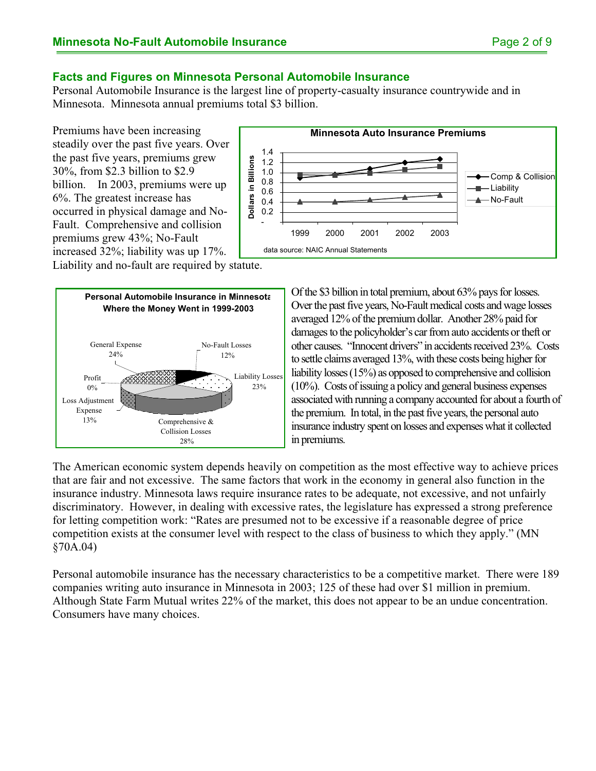## Facts and Figures on Minnesota Personal Automobile Insurance

Personal Automobile Insurance is the largest line of property-casualty insurance countrywide and in Minnesota. Minnesota annual premiums total $3 billion.

Premiums have been increasing steadily over the past five years. Over the past five years, premiums grew 30%, from $2.3 billion to $2.9 billion. In 2003, premiums were up 6%. The greatest increase has occurred in physical damage and No-Fault. Comprehensive and collision premiums grew 43%; No-Fault increased 32%; liability was up 17%. Liability and no-fault are required by statute.

**Minnesota Auto Insurance Premiums**

data source: NAIC Annual Statements

**Personal Automobile Insurance in Minnesota Where the Money Went in 1999-2003**

Of the $3 billion in total premium, about 63% pays for losses. Over the past five years, No-Fault medical costs and wage losses averaged 12% of the premium dollar. Another 28% paid for damages to the policyholder's car from auto accidents or theft or other causes. "Innocent drivers" in accidents received 23%. Costs to settle claims averaged 13%, with these costs being higher for liability losses (15%) as opposed to comprehensive and collision (10%). Costs of issuing a policy and general business expenses associated with running a company accounted for about a fourth of the premium. In total, in the past five years, the personal auto insurance industry spent on losses and expenses what it collected in premiums.

The American economic system depends heavily on competition as the most effective way to achieve prices that are fair and not excessive. The same factors that work in the economy in general also function in the insurance industry. Minnesota laws require insurance rates to be adequate, not excessive, and not unfairly discriminatory. However, in dealing with excessive rates, the legislature has expressed a strong preference for letting competition work: "Rates are presumed not to be excessive if a reasonable degree of price competition exists at the consumer level with respect to the class of business to which they apply." (MN §70A.04)

Personal automobile insurance has the necessary characteristics to be a competitive market. There were 189 companies writing auto insurance in Minnesota in 2003; 125 of these had over $1 million in premium. Although State Farm Mutual writes 22% of the market, this does not appear to be an undue concentration. Consumers have many choices.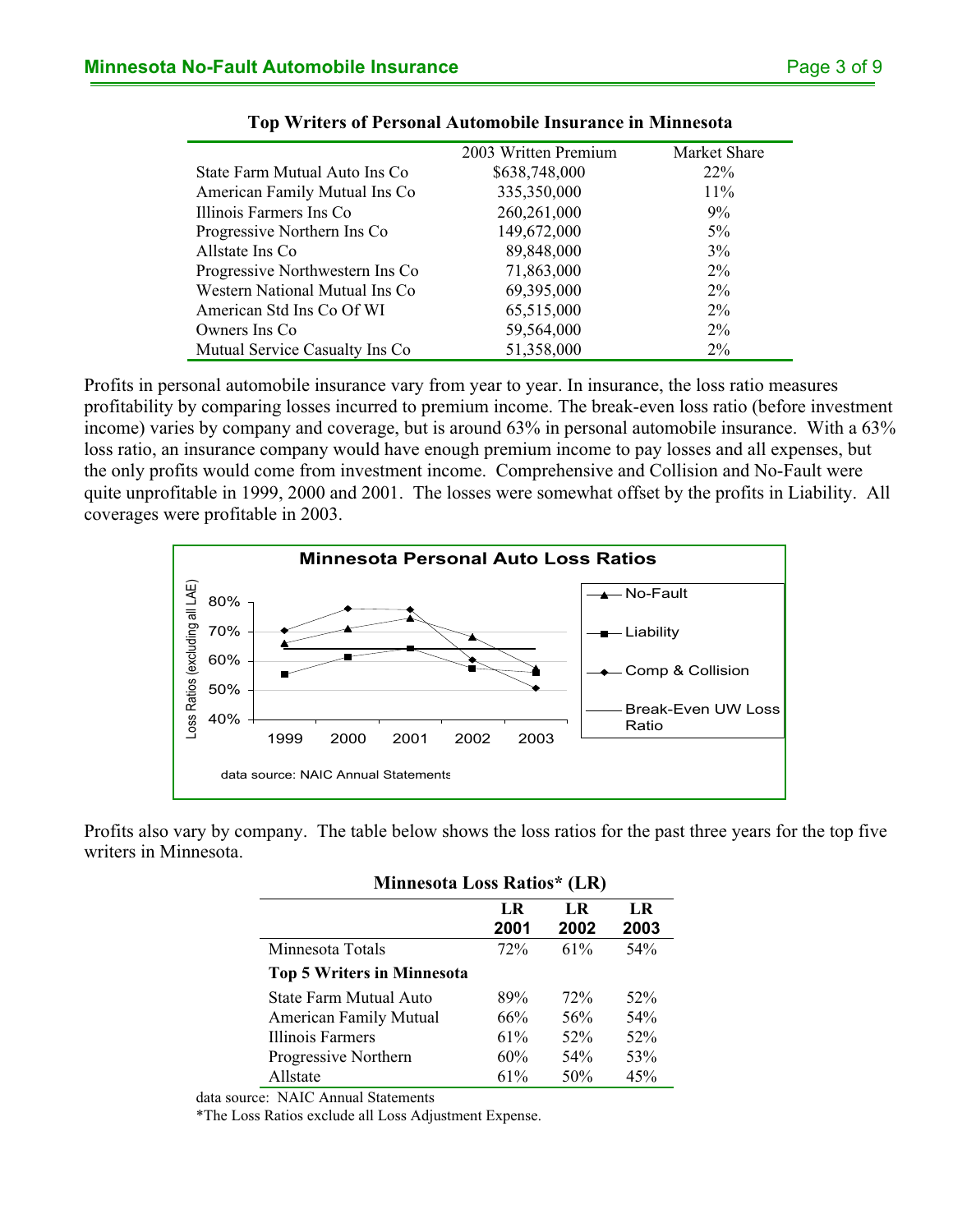**Top Writers of Personal Automobile Insurance in Minnesota**

| | 2003 Written Premium | Market Share |
|---|---|---|
| State Farm Mutual Auto Ins Co | $638,748,000 | 22% |
| American Family Mutual Ins Co | 335,350,000 | 11% |
| Illinois Farmers Ins Co | 260,261,000 | 9% |
| Progressive Northern Ins Co | 149,672,000 | 5% |
| Allstate Ins Co | 89,848,000 | 3% |
| Progressive Northwestern Ins Co | 71,863,000 | 2% |
| Western National Mutual Ins Co | 69,395,000 | 2% |
| American Std Ins Co Of WI | 65,515,000 | 2% |
| Owners Ins Co | 59,564,000 | 2% |
| Mutual Service Casualty Ins Co | 51,358,000 | 2% |

Profits in personal automobile insurance vary from year to year. In insurance, the loss ratio measures profitability by comparing losses incurred to premium income. The break-even loss ratio (before investment income) varies by company and coverage, but is around 63% in personal automobile insurance. With a 63% loss ratio, an insurance company would have enough premium income to pay losses and all expenses, but the only profits would come from investment income. Comprehensive and Collision and No-Fault were quite unprofitable in 1999, 2000 and 2001. The losses were somewhat offset by the profits in Liability. All coverages were profitable in 2003.

**Minnesota Personal Auto Loss Ratios**

Loss Ratios (excluding all LAE)

Legend: No-Fault; Liability; Comp & Collision; Break-Even UW Loss Ratio

data source: NAIC Annual Statements

Profits also vary by company. The table below shows the loss ratios for the past three years for the top five writers in Minnesota.

**Minnesota Loss Ratios* (LR)**

| | LR 2001 | LR 2002 | LR 2003 |
|---|---|---|---|
| Minnesota Totals | 72% | 61% | 54% |
| **Top 5 Writers in Minnesota** | | | |
| State Farm Mutual Auto | 89% | 72% | 52% |
| American Family Mutual | 66% | 56% | 54% |
| Illinois Farmers | 61% | 52% | 52% |
| Progressive Northern | 60% | 54% | 53% |
| Allstate | 61% | 50% | 45% |

data source: NAIC Annual Statements

*The Loss Ratios exclude all Loss Adjustment Expense.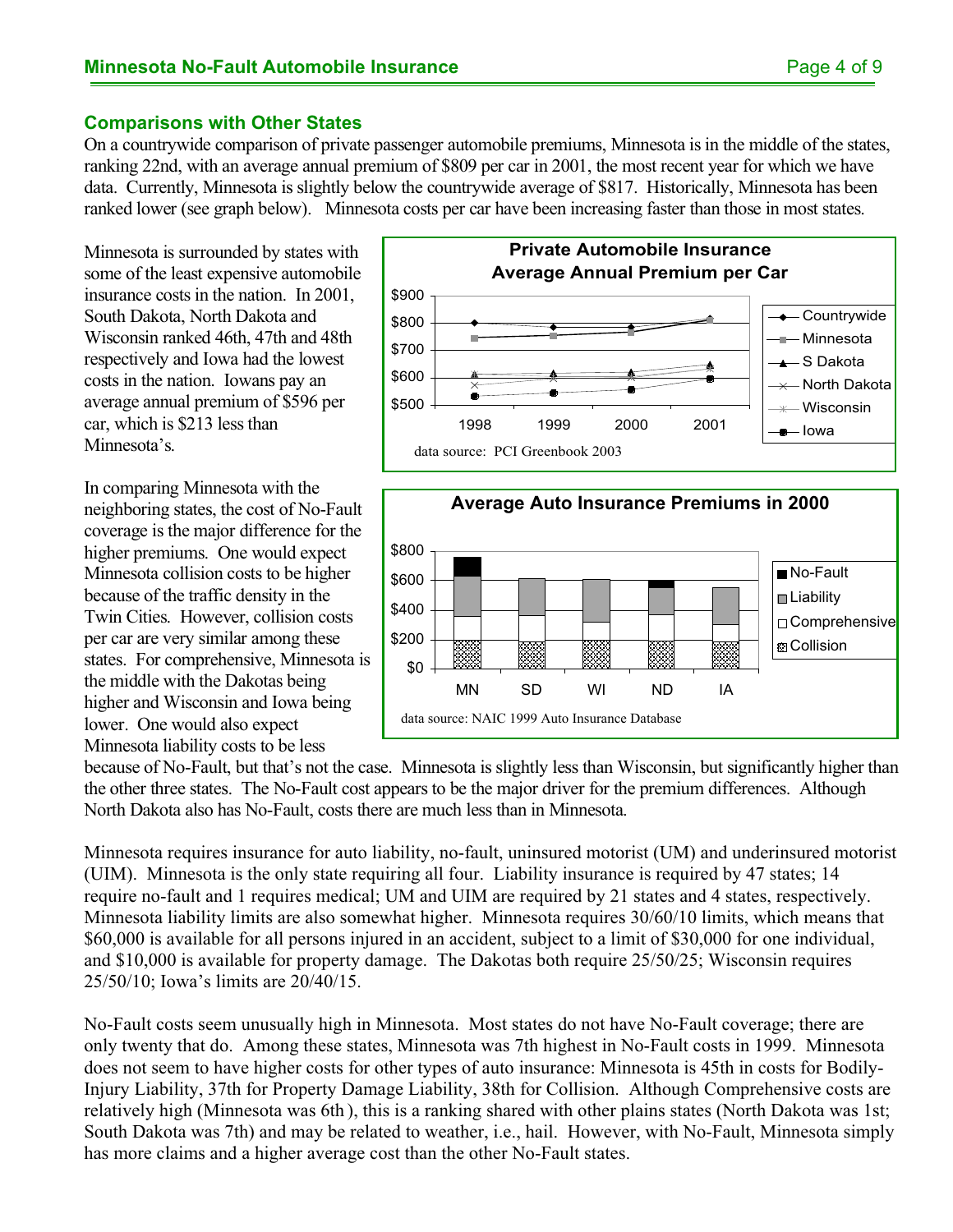## Comparisons with Other States

On a countrywide comparison of private passenger automobile premiums, Minnesota is in the middle of the states, ranking 22nd, with an average annual premium of $809 per car in 2001, the most recent year for which we have data. Currently, Minnesota is slightly below the countrywide average of $817. Historically, Minnesota has been ranked lower (see graph below). Minnesota costs per car have been increasing faster than those in most states.

Minnesota is surrounded by states with some of the least expensive automobile insurance costs in the nation. In 2001, South Dakota, North Dakota and Wisconsin ranked 46th, 47th and 48th respectively and Iowa had the lowest costs in the nation. Iowans pay an average annual premium of $596 per car, which is $213 less than Minnesota's.

**Private Automobile Insurance Average Annual Premium per Car**

data source: PCI Greenbook 2003

**Average Auto Insurance Premiums in 2000**

data source: NAIC 1999 Auto Insurance Database

In comparing Minnesota with the neighboring states, the cost of No-Fault coverage is the major difference for the higher premiums. One would expect Minnesota collision costs to be higher because of the traffic density in the Twin Cities. However, collision costs per car are very similar among these states. For comprehensive, Minnesota is the middle with the Dakotas being higher and Wisconsin and Iowa being lower. One would also expect Minnesota liability costs to be less because of No-Fault, but that's not the case. Minnesota is slightly less than Wisconsin, but significantly higher than the other three states. The No-Fault cost appears to be the major driver for the premium differences. Although North Dakota also has No-Fault, costs there are much less than in Minnesota.

Minnesota requires insurance for auto liability, no-fault, uninsured motorist (UM) and underinsured motorist (UIM). Minnesota is the only state requiring all four. Liability insurance is required by 47 states; 14 require no-fault and 1 requires medical; UM and UIM are required by 21 states and 4 states, respectively. Minnesota liability limits are also somewhat higher. Minnesota requires 30/60/10 limits, which means that $60,000 is available for all persons injured in an accident, subject to a limit of $30,000 for one individual, and $10,000 is available for property damage. The Dakotas both require 25/50/25; Wisconsin requires 25/50/10; Iowa's limits are 20/40/15.

No-Fault costs seem unusually high in Minnesota. Most states do not have No-Fault coverage; there are only twenty that do. Among these states, Minnesota was 7th highest in No-Fault costs in 1999. Minnesota does not seem to have higher costs for other types of auto insurance: Minnesota is 45th in costs for Bodily-Injury Liability, 37th for Property Damage Liability, 38th for Collision. Although Comprehensive costs are relatively high (Minnesota was 6th ), this is a ranking shared with other plains states (North Dakota was 1st; South Dakota was 7th) and may be related to weather, i.e., hail. However, with No-Fault, Minnesota simply has more claims and a higher average cost than the other No-Fault states.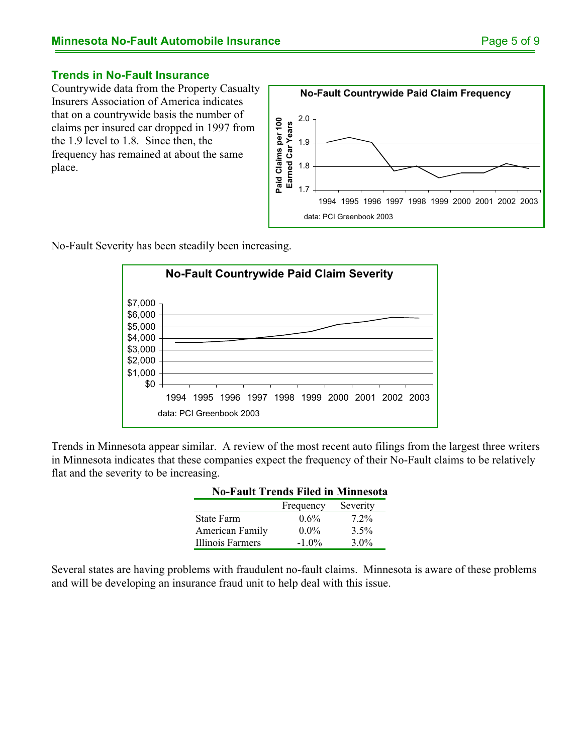## Trends in No-Fault Insurance

Countrywide data from the Property Casualty Insurers Association of America indicates that on a countrywide basis the number of claims per insured car dropped in 1997 from the 1.9 level to 1.8. Since then, the frequency has remained at about the same place.

**No-Fault Countrywide Paid Claim Frequency**

data: PCI Greenbook 2003

No-Fault Severity has been steadily been increasing.

**No-Fault Countrywide Paid Claim Severity**

data: PCI Greenbook 2003

Trends in Minnesota appear similar. A review of the most recent auto filings from the largest three writers in Minnesota indicates that these companies expect the frequency of their No-Fault claims to be relatively flat and the severity to be increasing.

**No-Fault Trends Filed in Minnesota**

| | Frequency | Severity |
|---|---|---|
| State Farm | 0.6% | 7.2% |
| American Family | 0.0% | 3.5% |
| Illinois Farmers | -1.0% | 3.0% |

Several states are having problems with fraudulent no-fault claims. Minnesota is aware of these problems and will be developing an insurance fraud unit to help deal with this issue.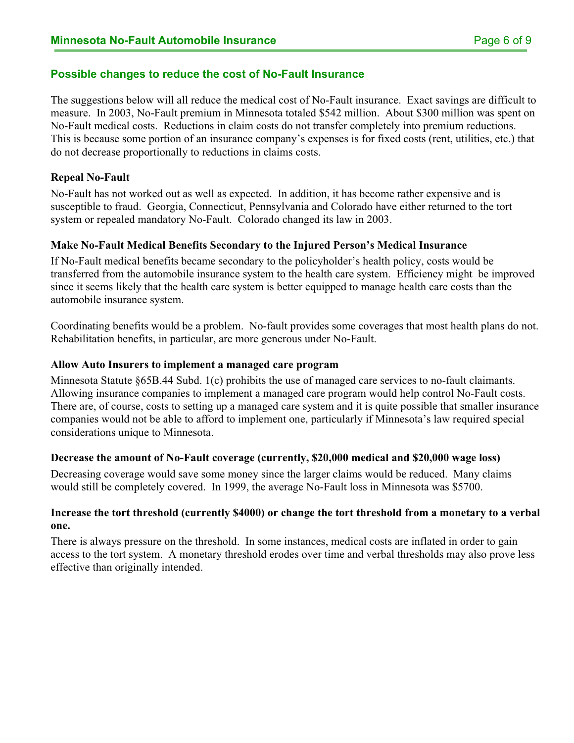## Possible changes to reduce the cost of No-Fault Insurance

The suggestions below will all reduce the medical cost of No-Fault insurance. Exact savings are difficult to measure. In 2003, No-Fault premium in Minnesota totaled $542 million. About $300 million was spent on No-Fault medical costs. Reductions in claim costs do not transfer completely into premium reductions. This is because some portion of an insurance company's expenses is for fixed costs (rent, utilities, etc.) that do not decrease proportionally to reductions in claims costs.

### Repeal No-Fault

No-Fault has not worked out as well as expected. In addition, it has become rather expensive and is susceptible to fraud. Georgia, Connecticut, Pennsylvania and Colorado have either returned to the tort system or repealed mandatory No-Fault. Colorado changed its law in 2003.

### Make No-Fault Medical Benefits Secondary to the Injured Person's Medical Insurance

If No-Fault medical benefits became secondary to the policyholder's health policy, costs would be transferred from the automobile insurance system to the health care system. Efficiency might be improved since it seems likely that the health care system is better equipped to manage health care costs than the automobile insurance system.

Coordinating benefits would be a problem. No-fault provides some coverages that most health plans do not. Rehabilitation benefits, in particular, are more generous under No-Fault.

### Allow Auto Insurers to implement a managed care program

Minnesota Statute §65B.44 Subd. 1(c) prohibits the use of managed care services to no-fault claimants. Allowing insurance companies to implement a managed care program would help control No-Fault costs. There are, of course, costs to setting up a managed care system and it is quite possible that smaller insurance companies would not be able to afford to implement one, particularly if Minnesota's law required special considerations unique to Minnesota.

### Decrease the amount of No-Fault coverage (currently, $20,000 medical and $20,000 wage loss)

Decreasing coverage would save some money since the larger claims would be reduced. Many claims would still be completely covered. In 1999, the average No-Fault loss in Minnesota was $5700.

### Increase the tort threshold (currently $4000) or change the tort threshold from a monetary to a verbal one.

There is always pressure on the threshold. In some instances, medical costs are inflated in order to gain access to the tort system. A monetary threshold erodes over time and verbal thresholds may also prove less effective than originally intended.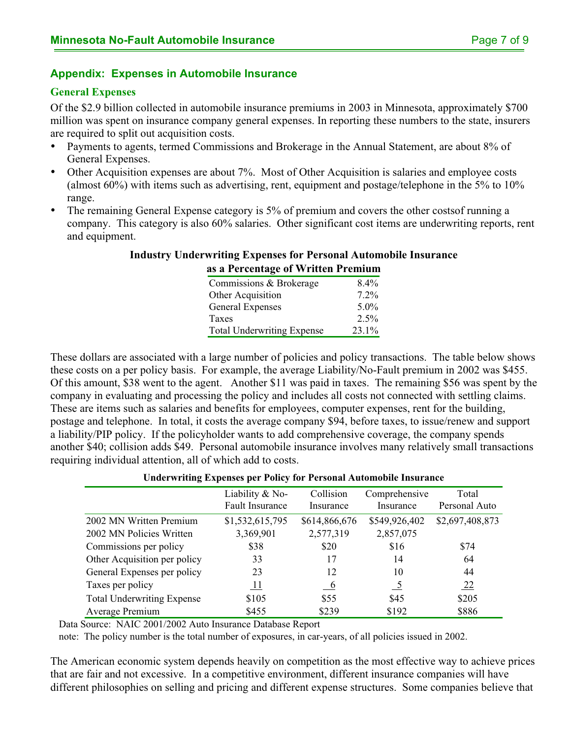## Appendix: Expenses in Automobile Insurance

### General Expenses

Of the $2.9 billion collected in automobile insurance premiums in 2003 in Minnesota, approximately $700 million was spent on insurance company general expenses. In reporting these numbers to the state, insurers are required to split out acquisition costs.

- Payments to agents, termed Commissions and Brokerage in the Annual Statement, are about 8% of General Expenses.
- Other Acquisition expenses are about 7%. Most of Other Acquisition is salaries and employee costs (almost 60%) with items such as advertising, rent, equipment and postage/telephone in the 5% to 10% range.
- The remaining General Expense category is 5% of premium and covers the other costsof running a company. This category is also 60% salaries. Other significant cost items are underwriting reports, rent and equipment.

**Industry Underwriting Expenses for Personal Automobile Insurance as a Percentage of Written Premium**

| | |
|---|---|
| Commissions & Brokerage | 8.4% |
| Other Acquisition | 7.2% |
| General Expenses | 5.0% |
| Taxes | 2.5% |
| Total Underwriting Expense | 23.1% |

These dollars are associated with a large number of policies and policy transactions. The table below shows these costs on a per policy basis. For example, the average Liability/No-Fault premium in 2002 was $455. Of this amount, $38 went to the agent. Another $11 was paid in taxes. The remaining $56 was spent by the company in evaluating and processing the policy and includes all costs not connected with settling claims. These are items such as salaries and benefits for employees, computer expenses, rent for the building, postage and telephone. In total, it costs the average company $94, before taxes, to issue/renew and support a liability/PIP policy. If the policyholder wants to add comprehensive coverage, the company spends another $40; collision adds $49. Personal automobile insurance involves many relatively small transactions requiring individual attention, all of which add to costs.

**Underwriting Expenses per Policy for Personal Automobile Insurance**

| | Liability & No-Fault Insurance | Collision Insurance | Comprehensive Insurance | Total Personal Auto |
|---|---|---|---|---|
| 2002 MN Written Premium | $1,532,615,795 | $614,866,676 | $549,926,402 | $2,697,408,873 |
| 2002 MN Policies Written | 3,369,901 | 2,577,319 | 2,857,075 | |
| Commissions per policy | $38 | $20 | $16 | $74 |
| Other Acquisition per policy | 33 | 17 | 14 | 64 |
| General Expenses per policy | 23 | 12 | 10 | 44 |
| Taxes per policy | 11 | 6 | 5 | 22 |
| Total Underwriting Expense | $105 | $55 | $45 | $205 |
| Average Premium | $455 | $239 | $192 | $886 |

Data Source: NAIC 2001/2002 Auto Insurance Database Report

note: The policy number is the total number of exposures, in car-years, of all policies issued in 2002.

The American economic system depends heavily on competition as the most effective way to achieve prices that are fair and not excessive. In a competitive environment, different insurance companies will have different philosophies on selling and pricing and different expense structures. Some companies believe that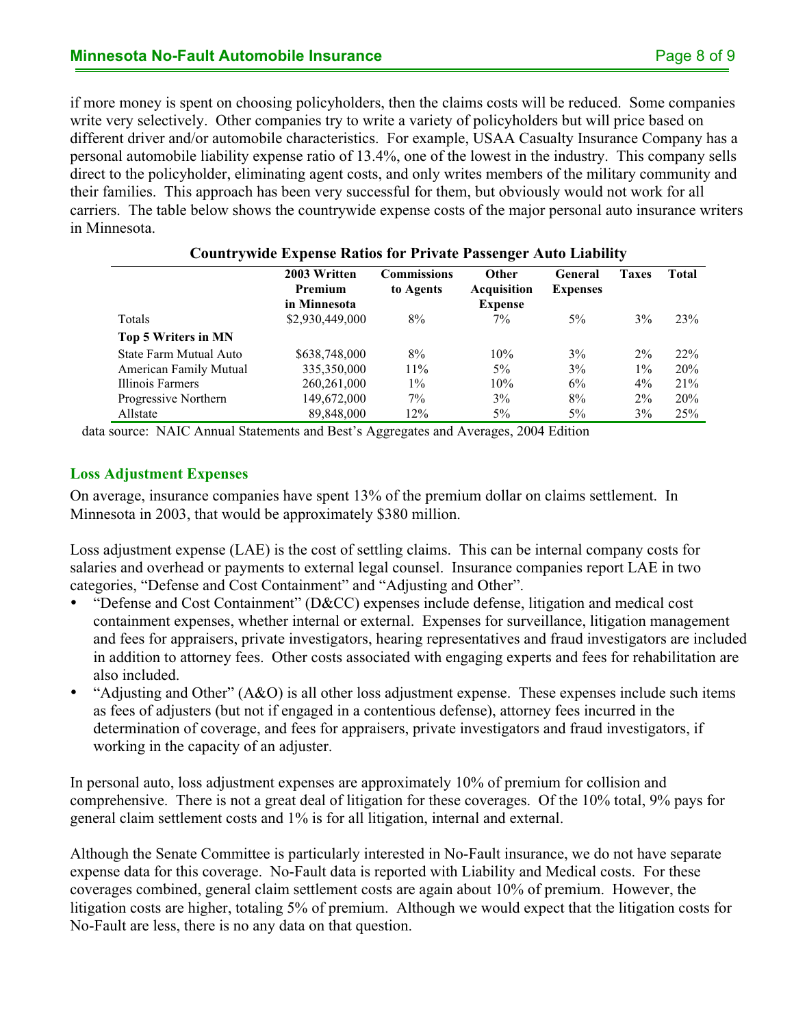if more money is spent on choosing policyholders, then the claims costs will be reduced. Some companies write very selectively. Other companies try to write a variety of policyholders but will price based on different driver and/or automobile characteristics. For example, USAA Casualty Insurance Company has a personal automobile liability expense ratio of 13.4%, one of the lowest in the industry. This company sells direct to the policyholder, eliminating agent costs, and only writes members of the military community and their families. This approach has been very successful for them, but obviously would not work for all carriers. The table below shows the countrywide expense costs of the major personal auto insurance writers in Minnesota.

**Countrywide Expense Ratios for Private Passenger Auto Liability**

| | 2003 Written Premium in Minnesota | Commissions to Agents | Other Acquisition Expense | General Expenses | Taxes | Total |
|---|---|---|---|---|---|---|
| Totals | \$2,930,449,000 | 8% | 7% | 5% | 3% | 23% |
| **Top 5 Writers in MN** | | | | | | |
| State Farm Mutual Auto | \$638,748,000 | 8% | 10% | 3% | 2% | 22% |
| American Family Mutual | 335,350,000 | 11% | 5% | 3% | 1% | 20% |
| Illinois Farmers | 260,261,000 | 1% | 10% | 6% | 4% | 21% |
| Progressive Northern | 149,672,000 | 7% | 3% | 8% | 2% | 20% |
| Allstate | 89,848,000 | 12% | 5% | 5% | 3% | 25% |

data source: NAIC Annual Statements and Best's Aggregates and Averages, 2004 Edition

### Loss Adjustment Expenses

On average, insurance companies have spent 13% of the premium dollar on claims settlement. In Minnesota in 2003, that would be approximately \$380 million.

Loss adjustment expense (LAE) is the cost of settling claims. This can be internal company costs for salaries and overhead or payments to external legal counsel. Insurance companies report LAE in two categories, "Defense and Cost Containment" and "Adjusting and Other".

- "Defense and Cost Containment" (D&CC) expenses include defense, litigation and medical cost containment expenses, whether internal or external. Expenses for surveillance, litigation management and fees for appraisers, private investigators, hearing representatives and fraud investigators are included in addition to attorney fees. Other costs associated with engaging experts and fees for rehabilitation are also included.
- "Adjusting and Other" (A&O) is all other loss adjustment expense. These expenses include such items as fees of adjusters (but not if engaged in a contentious defense), attorney fees incurred in the determination of coverage, and fees for appraisers, private investigators and fraud investigators, if working in the capacity of an adjuster.

In personal auto, loss adjustment expenses are approximately 10% of premium for collision and comprehensive. There is not a great deal of litigation for these coverages. Of the 10% total, 9% pays for general claim settlement costs and 1% is for all litigation, internal and external.

Although the Senate Committee is particularly interested in No-Fault insurance, we do not have separate expense data for this coverage. No-Fault data is reported with Liability and Medical costs. For these coverages combined, general claim settlement costs are again about 10% of premium. However, the litigation costs are higher, totaling 5% of premium. Although we would expect that the litigation costs for No-Fault are less, there is no any data on that question.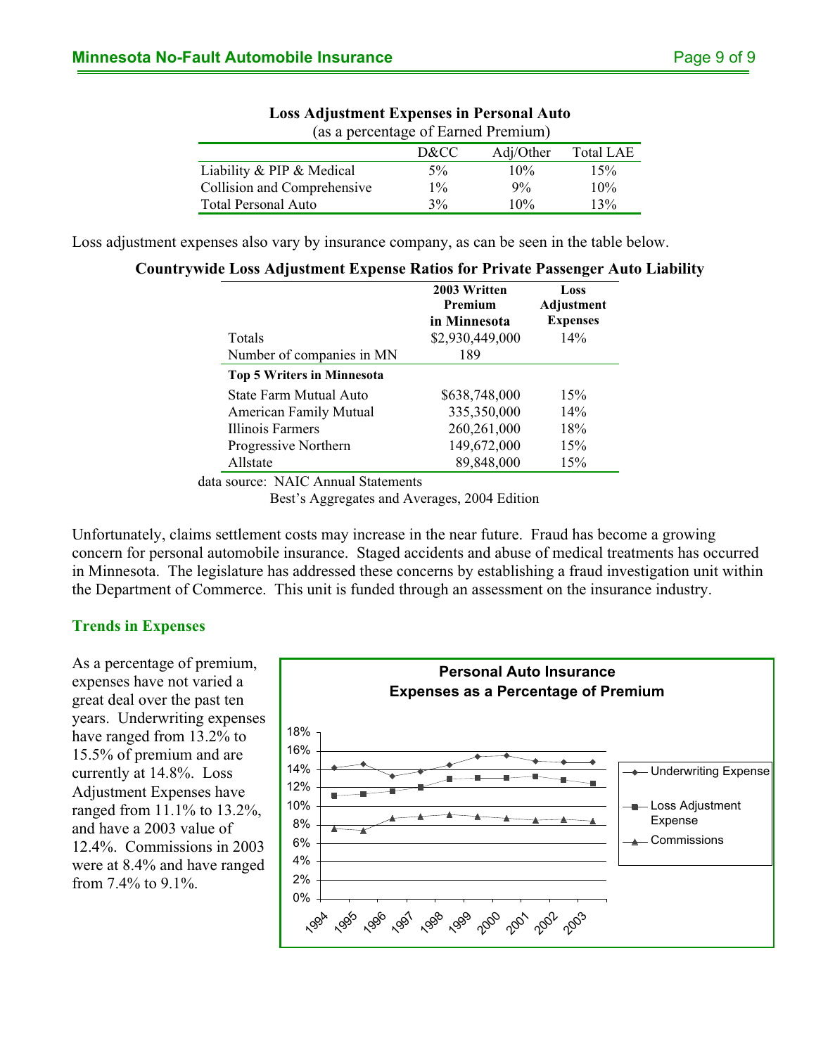**Loss Adjustment Expenses in Personal Auto**
(as a percentage of Earned Premium)

| | D&CC | Adj/Other | Total LAE |
|---|---|---|---|
| Liability & PIP & Medical | 5% | 10% | 15% |
| Collision and Comprehensive | 1% | 9% | 10% |
| Total Personal Auto | 3% | 10% | 13% |

Loss adjustment expenses also vary by insurance company, as can be seen in the table below.

**Countrywide Loss Adjustment Expense Ratios for Private Passenger Auto Liability**

| | **2003 Written Premium in Minnesota** | **Loss Adjustment Expenses** |
|---|---|---|
| Totals | $2,930,449,000 | 14% |
| Number of companies in MN | 189 | |
| **Top 5 Writers in Minnesota** | | |
| State Farm Mutual Auto | $638,748,000 | 15% |
| American Family Mutual | 335,350,000 | 14% |
| Illinois Farmers | 260,261,000 | 18% |
| Progressive Northern | 149,672,000 | 15% |
| Allstate | 89,848,000 | 15% |

data source: NAIC Annual Statements
Best's Aggregates and Averages, 2004 Edition

Unfortunately, claims settlement costs may increase in the near future. Fraud has become a growing concern for personal automobile insurance. Staged accidents and abuse of medical treatments has occurred in Minnesota. The legislature has addressed these concerns by establishing a fraud investigation unit within the Department of Commerce. This unit is funded through an assessment on the insurance industry.

## Trends in Expenses

As a percentage of premium, expenses have not varied a great deal over the past ten years. Underwriting expenses have ranged from 13.2% to 15.5% of premium and are currently at 14.8%. Loss Adjustment Expenses have ranged from 11.1% to 13.2%, and have a 2003 value of 12.4%. Commissions in 2003 were at 8.4% and have ranged from 7.4% to 9.1%.

**Personal Auto Insurance Expenses as a Percentage of Premium**

18%
16%
14%
12%
10%
8%
6%
4%
2%
0%

1994 1995 1996 1997 1998 1999 2000 2001 2002 2003

Underwriting Expense
Loss Adjustment Expense
Commissions